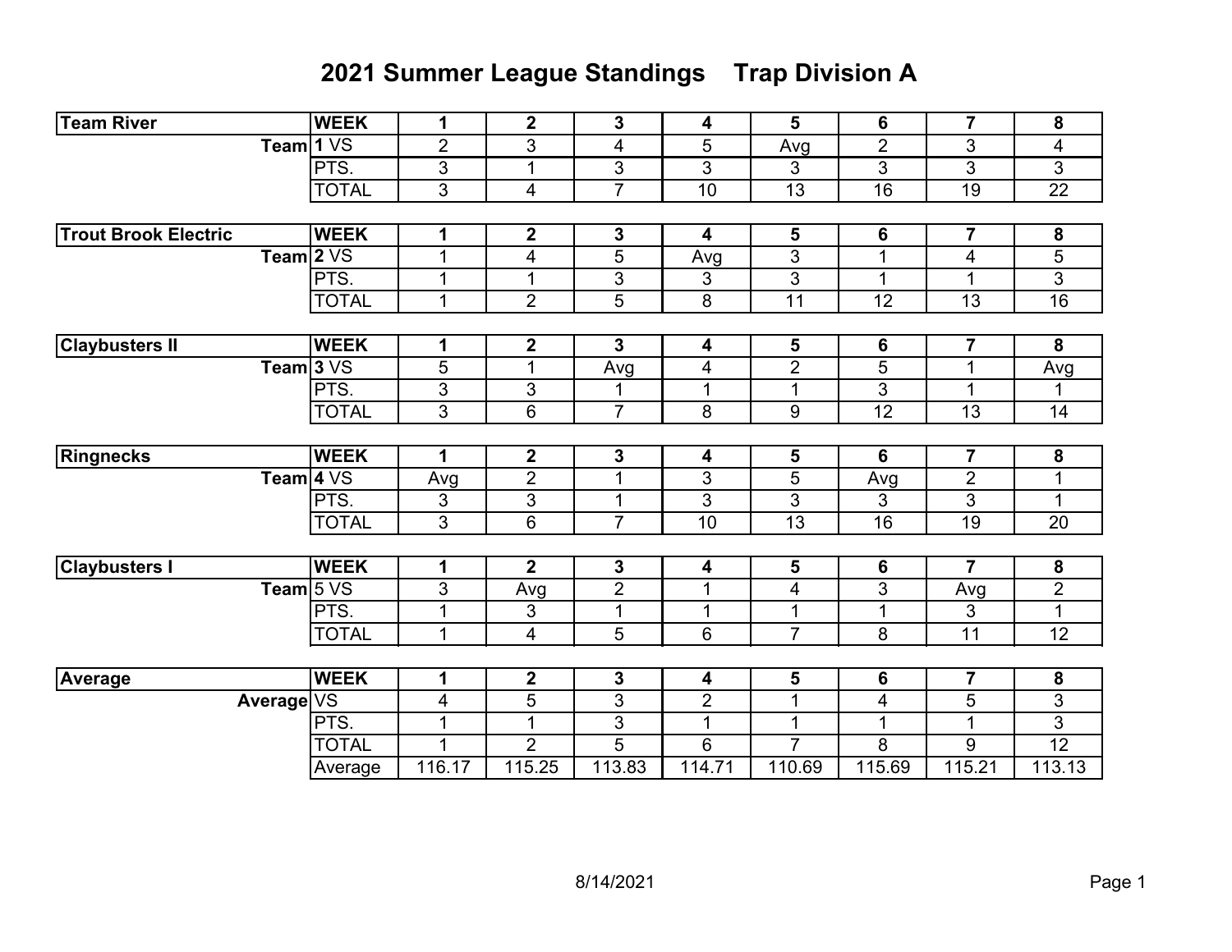# 2021 Summer League Standings    Trap Division A

| Team River | WEEK | 1 | 2 | 3 | 4 | 5 | 6 | 7 | 8 |
|---|---|---|---|---|---|---|---|---|---|
| Team | 1 VS | 2 | 3 | 4 | 5 | Avg | 2 | 3 | 4 |
| | PTS. | 3 | 1 | 3 | 3 | 3 | 3 | 3 | 3 |
| | TOTAL | 3 | 4 | 7 | 10 | 13 | 16 | 19 | 22 |

| Trout Brook Electric | WEEK | 1 | 2 | 3 | 4 | 5 | 6 | 7 | 8 |
|---|---|---|---|---|---|---|---|---|---|
| Team | 2 VS | 1 | 4 | 5 | Avg | 3 | 1 | 4 | 5 |
| | PTS. | 1 | 1 | 3 | 3 | 3 | 1 | 1 | 3 |
| | TOTAL | 1 | 2 | 5 | 8 | 11 | 12 | 13 | 16 |

| Claybusters II | WEEK | 1 | 2 | 3 | 4 | 5 | 6 | 7 | 8 |
|---|---|---|---|---|---|---|---|---|---|
| Team | 3 VS | 5 | 1 | Avg | 4 | 2 | 5 | 1 | Avg |
| | PTS. | 3 | 3 | 1 | 1 | 1 | 3 | 1 | 1 |
| | TOTAL | 3 | 6 | 7 | 8 | 9 | 12 | 13 | 14 |

| Ringnecks | WEEK | 1 | 2 | 3 | 4 | 5 | 6 | 7 | 8 |
|---|---|---|---|---|---|---|---|---|---|
| Team | 4 VS | Avg | 2 | 1 | 3 | 5 | Avg | 2 | 1 |
| | PTS. | 3 | 3 | 1 | 3 | 3 | 3 | 3 | 1 |
| | TOTAL | 3 | 6 | 7 | 10 | 13 | 16 | 19 | 20 |

| Claybusters I | WEEK | 1 | 2 | 3 | 4 | 5 | 6 | 7 | 8 |
|---|---|---|---|---|---|---|---|---|---|
| Team | 5 VS | 3 | Avg | 2 | 1 | 4 | 3 | Avg | 2 |
| | PTS. | 1 | 3 | 1 | 1 | 1 | 1 | 3 | 1 |
| | TOTAL | 1 | 4 | 5 | 6 | 7 | 8 | 11 | 12 |

| Average | WEEK | 1 | 2 | 3 | 4 | 5 | 6 | 7 | 8 |
|---|---|---|---|---|---|---|---|---|---|
| Average | VS | 4 | 5 | 3 | 2 | 1 | 4 | 5 | 3 |
| | PTS. | 1 | 1 | 3 | 1 | 1 | 1 | 1 | 3 |
| | TOTAL | 1 | 2 | 5 | 6 | 7 | 8 | 9 | 12 |
| | Average | 116.17 | 115.25 | 113.83 | 114.71 | 110.69 | 115.69 | 115.21 | 113.13 |

8/14/2021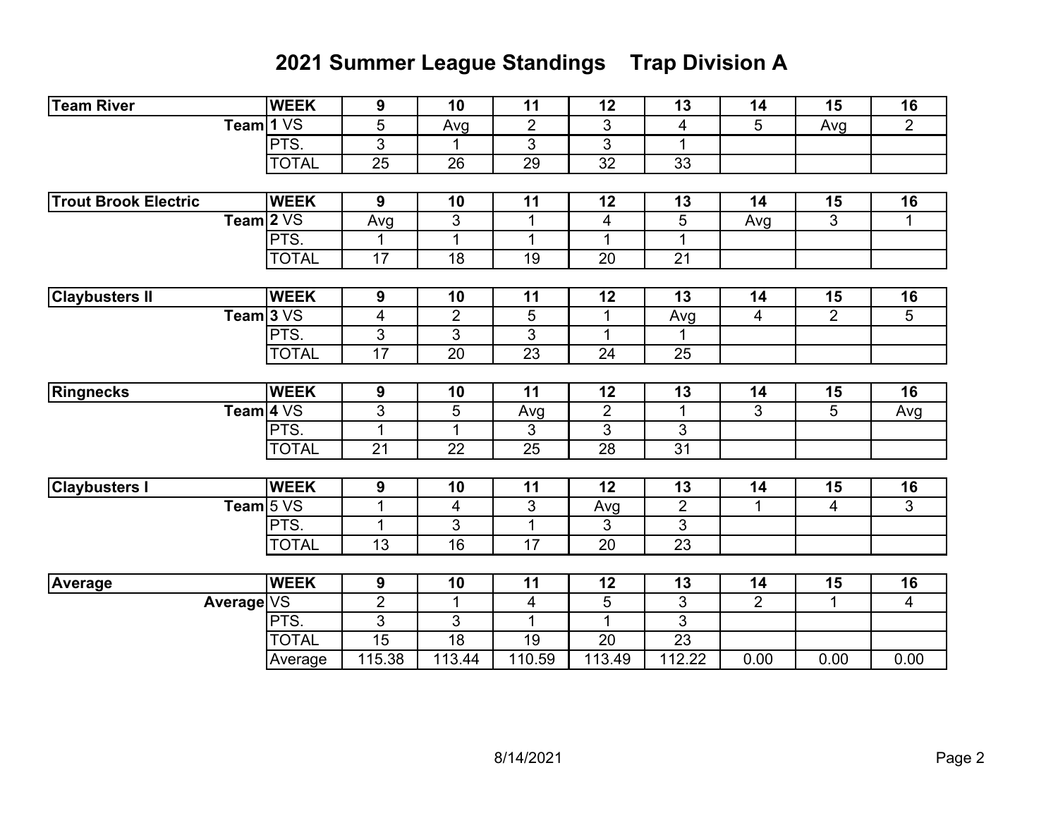# 2021 Summer League Standings Trap Division A

| Team River | WEEK | 9 | 10 | 11 | 12 | 13 | 14 | 15 | 16 |
|---|---|---|---|---|---|---|---|---|---|
| Team | 1 VS | 5 | Avg | 2 | 3 | 4 | 5 | Avg | 2 |
| | PTS. | 3 | 1 | 3 | 3 | 1 | | | |
| | TOTAL | 25 | 26 | 29 | 32 | 33 | | | |

| Trout Brook Electric | WEEK | 9 | 10 | 11 | 12 | 13 | 14 | 15 | 16 |
|---|---|---|---|---|---|---|---|---|---|
| Team | 2 VS | Avg | 3 | 1 | 4 | 5 | Avg | 3 | 1 |
| | PTS. | 1 | 1 | 1 | 1 | 1 | | | |
| | TOTAL | 17 | 18 | 19 | 20 | 21 | | | |

| Claybusters II | WEEK | 9 | 10 | 11 | 12 | 13 | 14 | 15 | 16 |
|---|---|---|---|---|---|---|---|---|---|
| Team | 3 VS | 4 | 2 | 5 | 1 | Avg | 4 | 2 | 5 |
| | PTS. | 3 | 3 | 3 | 1 | 1 | | | |
| | TOTAL | 17 | 20 | 23 | 24 | 25 | | | |

| Ringnecks | WEEK | 9 | 10 | 11 | 12 | 13 | 14 | 15 | 16 |
|---|---|---|---|---|---|---|---|---|---|
| Team | 4 VS | 3 | 5 | Avg | 2 | 1 | 3 | 5 | Avg |
| | PTS. | 1 | 1 | 3 | 3 | 3 | | | |
| | TOTAL | 21 | 22 | 25 | 28 | 31 | | | |

| Claybusters I | WEEK | 9 | 10 | 11 | 12 | 13 | 14 | 15 | 16 |
|---|---|---|---|---|---|---|---|---|---|
| Team | 5 VS | 1 | 4 | 3 | Avg | 2 | 1 | 4 | 3 |
| | PTS. | 1 | 3 | 1 | 3 | 3 | | | |
| | TOTAL | 13 | 16 | 17 | 20 | 23 | | | |

| Average | WEEK | 9 | 10 | 11 | 12 | 13 | 14 | 15 | 16 |
|---|---|---|---|---|---|---|---|---|---|
| Average | VS | 2 | 1 | 4 | 5 | 3 | 2 | 1 | 4 |
| | PTS. | 3 | 3 | 1 | 1 | 3 | | | |
| | TOTAL | 15 | 18 | 19 | 20 | 23 | | | |
| | Average | 115.38 | 113.44 | 110.59 | 113.49 | 112.22 | 0.00 | 0.00 | 0.00 |

8/14/2021